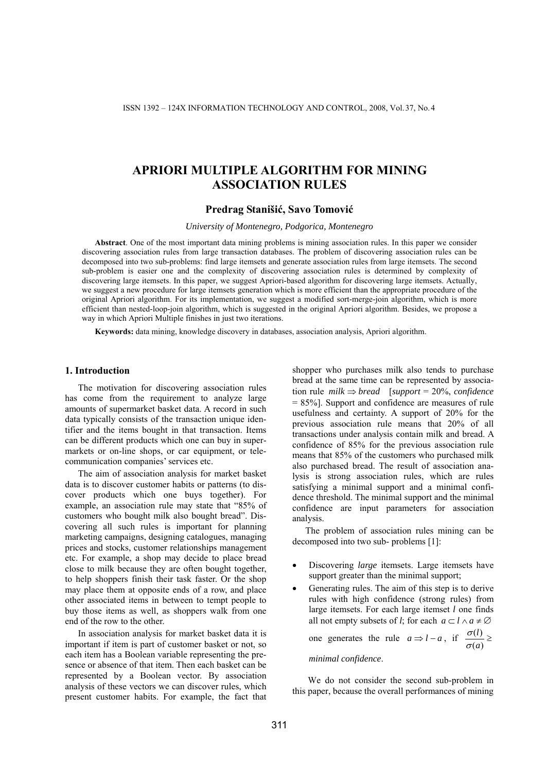# APRIORI MULTIPLE ALGORITHM FOR MINING ASSOCIATION RULES

**Predrag Stanišić, Savo Tomović**

*University of Montenegro, Podgorica, Montenegro*

**Abstract**. One of the most important data mining problems is mining association rules. In this paper we consider discovering association rules from large transaction databases. The problem of discovering association rules can be decomposed into two sub-problems: find large itemsets and generate association rules from large itemsets. The second sub-problem is easier one and the complexity of discovering association rules is determined by complexity of discovering large itemsets. In this paper, we suggest Apriori-based algorithm for discovering large itemsets. Actually, we suggest a new procedure for large itemsets generation which is more efficient than the appropriate procedure of the original Apriori algorithm. For its implementation, we suggest a modified sort-merge-join algorithm, which is more efficient than nested-loop-join algorithm, which is suggested in the original Apriori algorithm. Besides, we propose a way in which Apriori Multiple finishes in just two iterations.

**Keywords:** data mining, knowledge discovery in databases, association analysis, Apriori algorithm.

## 1. Introduction

The motivation for discovering association rules has come from the requirement to analyze large amounts of supermarket basket data. A record in such data typically consists of the transaction unique identifier and the items bought in that transaction. Items can be different products which one can buy in supermarkets or on-line shops, or car equipment, or telecommunication companies' services etc.

The aim of association analysis for market basket data is to discover customer habits or patterns (to discover products which one buys together). For example, an association rule may state that "85% of customers who bought milk also bought bread". Discovering all such rules is important for planning marketing campaigns, designing catalogues, managing prices and stocks, customer relationships management etc. For example, a shop may decide to place bread close to milk because they are often bought together, to help shoppers finish their task faster. Or the shop may place them at opposite ends of a row, and place other associated items in between to tempt people to buy those items as well, as shoppers walk from one end of the row to the other.

In association analysis for market basket data it is important if item is part of customer basket or not, so each item has a Boolean variable representing the presence or absence of that item. Then each basket can be represented by a Boolean vector. By association analysis of these vectors we can discover rules, which present customer habits. For example, the fact that shopper who purchases milk also tends to purchase bread at the same time can be represented by association rule $milk \Rightarrow bread$ [*support* = 20%, *confidence* = 85%]. Support and confidence are measures of rule usefulness and certainty. A support of 20% for the previous association rule means that 20% of all transactions under analysis contain milk and bread. A confidence of 85% for the previous association rule means that 85% of the customers who purchased milk also purchased bread. The result of association analysis is strong association rules, which are rules satisfying a minimal support and a minimal confidence threshold. The minimal support and the minimal confidence are input parameters for association analysis.

The problem of association rules mining can be decomposed into two sub- problems [1]:

- Discovering *large* itemsets. Large itemsets have support greater than the minimal support;
- Generating rules. The aim of this step is to derive rules with high confidence (strong rules) from large itemsets. For each large itemset $l$ one finds all not empty subsets of $l$; for each $a \subset l \wedge a \neq \varnothing$ one generates the rule $a \Rightarrow l - a$, if $\frac{\sigma(l)}{\sigma(a)} \geq$ *minimal confidence*.

We do not consider the second sub-problem in this paper, because the overall performances of mining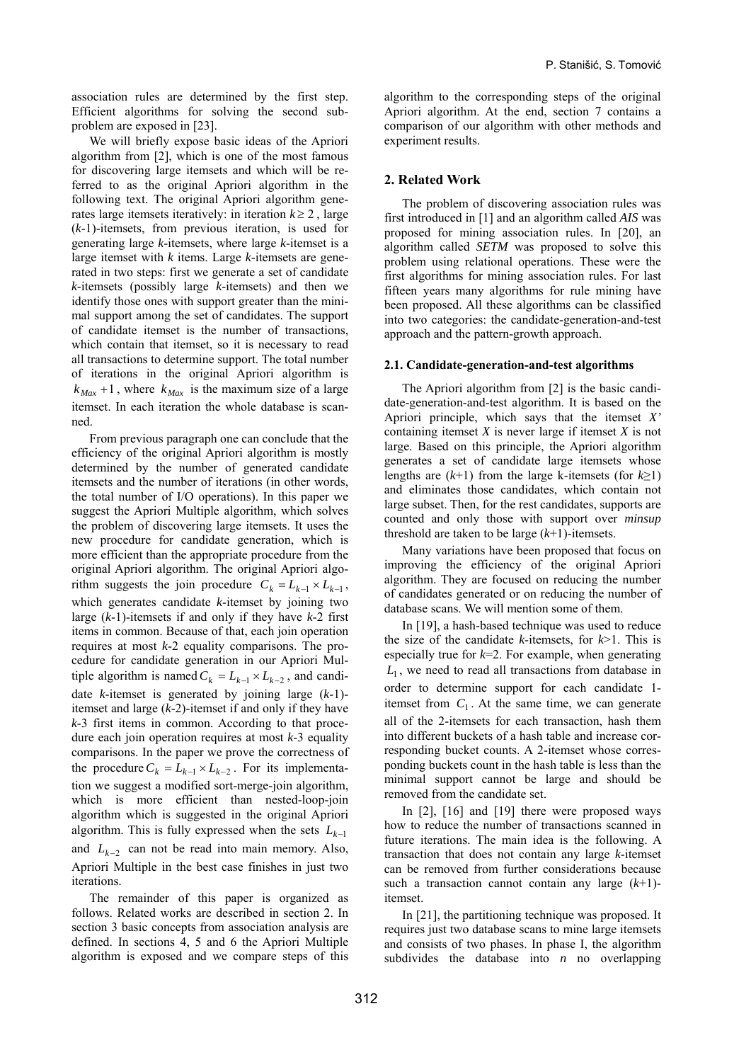association rules are determined by the first step. Efficient algorithms for solving the second sub-problem are exposed in [23].

We will briefly expose basic ideas of the Apriori algorithm from [2], which is one of the most famous for discovering large itemsets and which will be referred to as the original Apriori algorithm in the following text. The original Apriori algorithm generates large itemsets iteratively: in iteration $k \geq 2$, large ($k$-1)-itemsets, from previous iteration, is used for generating large $k$-itemsets, where large $k$-itemset is a large itemset with $k$ items. Large $k$-itemsets are generated in two steps: first we generate a set of candidate $k$-itemsets (possibly large $k$-itemsets) and then we identify those ones with support greater than the minimal support among the set of candidates. The support of candidate itemset is the number of transactions, which contain that itemset, so it is necessary to read all transactions to determine support. The total number of iterations in the original Apriori algorithm is $k_{Max}+1$, where $k_{Max}$ is the maximum size of a large itemset. In each iteration the whole database is scanned.

From previous paragraph one can conclude that the efficiency of the original Apriori algorithm is mostly determined by the number of generated candidate itemsets and the number of iterations (in other words, the total number of I/O operations). In this paper we suggest the Apriori Multiple algorithm, which solves the problem of discovering large itemsets. It uses the new procedure for candidate generation, which is more efficient than the appropriate procedure from the original Apriori algorithm. The original Apriori algorithm suggests the join procedure $C_k = L_{k-1} \times L_{k-1}$, which generates candidate $k$-itemset by joining two large ($k$-1)-itemsets if and only if they have $k$-2 first items in common. Because of that, each join operation requires at most $k$-2 equality comparisons. The procedure for candidate generation in our Apriori Multiple algorithm is named $C_k = L_{k-1} \times L_{k-2}$, and candidate $k$-itemset is generated by joining large ($k$-1)-itemset and large ($k$-2)-itemset if and only if they have $k$-3 first items in common. According to that procedure each join operation requires at most $k$-3 equality comparisons. In the paper we prove the correctness of the procedure $C_k = L_{k-1} \times L_{k-2}$. For its implementation we suggest a modified sort-merge-join algorithm, which is more efficient than nested-loop-join algorithm which is suggested in the original Apriori algorithm. This is fully expressed when the sets $L_{k-1}$ and $L_{k-2}$ can not be read into main memory. Also, Apriori Multiple in the best case finishes in just two iterations.

The remainder of this paper is organized as follows. Related works are described in section 2. In section 3 basic concepts from association analysis are defined. In sections 4, 5 and 6 the Apriori Multiple algorithm is exposed and we compare steps of this algorithm to the corresponding steps of the original Apriori algorithm. At the end, section 7 contains a comparison of our algorithm with other methods and experiment results.

## 2. Related Work

The problem of discovering association rules was first introduced in [1] and an algorithm called *AIS* was proposed for mining association rules. In [20], an algorithm called *SETM* was proposed to solve this problem using relational operations. These were the first algorithms for mining association rules. For last fifteen years many algorithms for rule mining have been proposed. All these algorithms can be classified into two categories: the candidate-generation-and-test approach and the pattern-growth approach.

### 2.1. Candidate-generation-and-test algorithms

The Apriori algorithm from [2] is the basic candidate-generation-and-test algorithm. It is based on the Apriori principle, which says that the itemset *X'* containing itemset *X* is never large if itemset *X* is not large. Based on this principle, the Apriori algorithm generates a set of candidate large itemsets whose lengths are ($k$+1) from the large k-itemsets (for $k \geq 1$) and eliminates those candidates, which contain not large subset. Then, for the rest candidates, supports are counted and only those with support over *minsup* threshold are taken to be large ($k$+1)-itemsets.

Many variations have been proposed that focus on improving the efficiency of the original Apriori algorithm. They are focused on reducing the number of candidates generated or on reducing the number of database scans. We will mention some of them.

In [19], a hash-based technique was used to reduce the size of the candidate $k$-itemsets, for $k$>1. This is especially true for $k$=2. For example, when generating $L_1$, we need to read all transactions from database in order to determine support for each candidate 1-itemset from $C_1$. At the same time, we can generate all of the 2-itemsets for each transaction, hash them into different buckets of a hash table and increase corresponding bucket counts. A 2-itemset whose corresponding buckets count in the hash table is less than the minimal support cannot be large and should be removed from the candidate set.

In [2], [16] and [19] there were proposed ways how to reduce the number of transactions scanned in future iterations. The main idea is the following. A transaction that does not contain any large $k$-itemset can be removed from further considerations because such a transaction cannot contain any large ($k$+1)-itemset.

In [21], the partitioning technique was proposed. It requires just two database scans to mine large itemsets and consists of two phases. In phase I, the algorithm subdivides the database into *n* no overlapping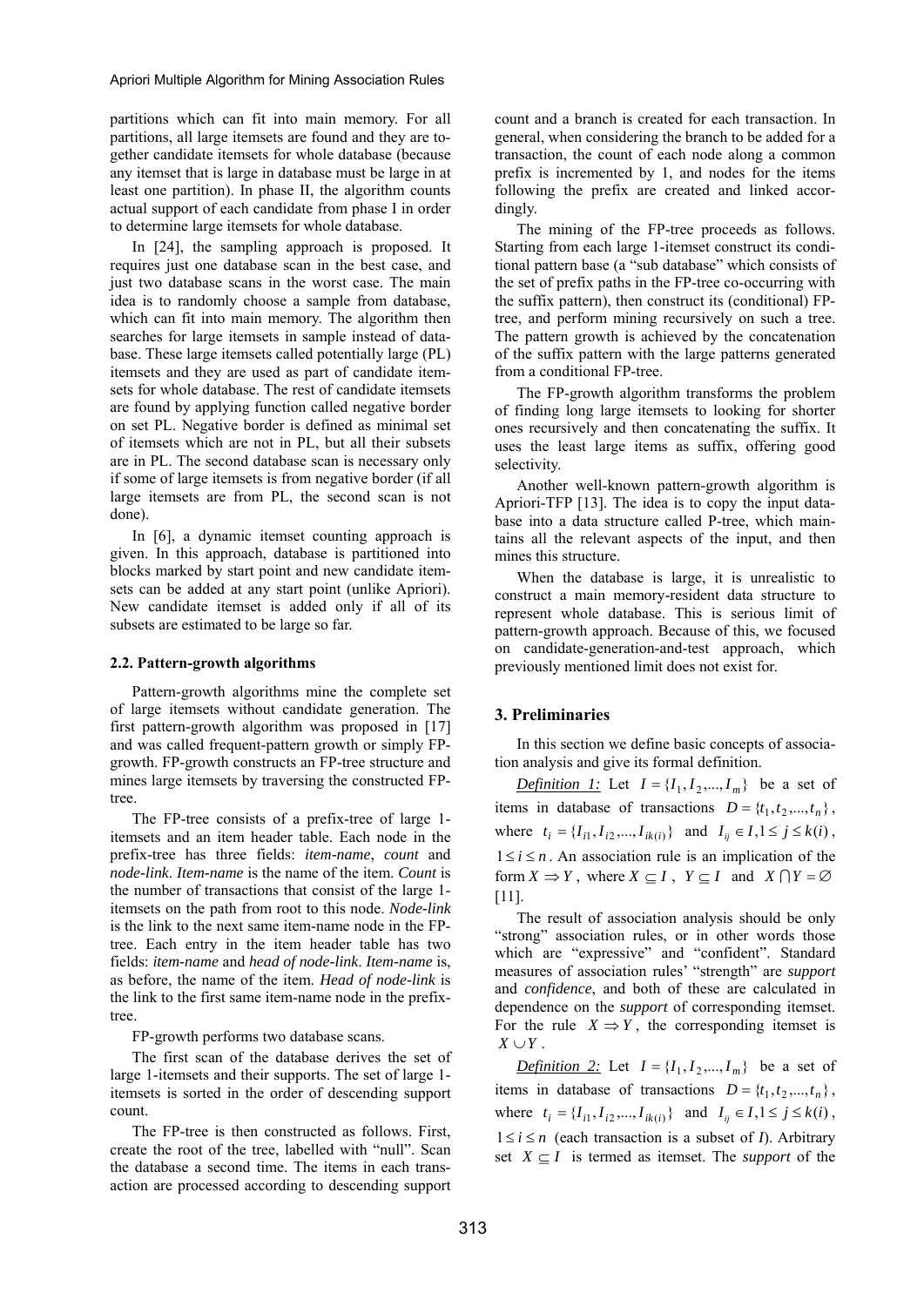partitions which can fit into main memory. For all partitions, all large itemsets are found and they are together candidate itemsets for whole database (because any itemset that is large in database must be large in at least one partition). In phase II, the algorithm counts actual support of each candidate from phase I in order to determine large itemsets for whole database.

In [24], the sampling approach is proposed. It requires just one database scan in the best case, and just two database scans in the worst case. The main idea is to randomly choose a sample from database, which can fit into main memory. The algorithm then searches for large itemsets in sample instead of database. These large itemsets called potentially large (PL) itemsets and they are used as part of candidate itemsets for whole database. The rest of candidate itemsets are found by applying function called negative border on set PL. Negative border is defined as minimal set of itemsets which are not in PL, but all their subsets are in PL. The second database scan is necessary only if some of large itemsets is from negative border (if all large itemsets are from PL, the second scan is not done).

In [6], a dynamic itemset counting approach is given. In this approach, database is partitioned into blocks marked by start point and new candidate itemsets can be added at any start point (unlike Apriori). New candidate itemset is added only if all of its subsets are estimated to be large so far.

### 2.2. Pattern-growth algorithms

Pattern-growth algorithms mine the complete set of large itemsets without candidate generation. The first pattern-growth algorithm was proposed in [17] and was called frequent-pattern growth or simply FP-growth. FP-growth constructs an FP-tree structure and mines large itemsets by traversing the constructed FP-tree.

The FP-tree consists of a prefix-tree of large 1-itemsets and an item header table. Each node in the prefix-tree has three fields: *item-name*, *count* and *node-link*. *Item-name* is the name of the item. *Count* is the number of transactions that consist of the large 1-itemsets on the path from root to this node. *Node-link* is the link to the next same item-name node in the FP-tree. Each entry in the item header table has two fields: *item-name* and *head of node-link*. *Item-name* is, as before, the name of the item. *Head of node-link* is the link to the first same item-name node in the prefix-tree.

FP-growth performs two database scans.

The first scan of the database derives the set of large 1-itemsets and their supports. The set of large 1-itemsets is sorted in the order of descending support count.

The FP-tree is then constructed as follows. First, create the root of the tree, labelled with "null". Scan the database a second time. The items in each transaction are processed according to descending support count and a branch is created for each transaction. In general, when considering the branch to be added for a transaction, the count of each node along a common prefix is incremented by 1, and nodes for the items following the prefix are created and linked accordingly.

The mining of the FP-tree proceeds as follows. Starting from each large 1-itemset construct its conditional pattern base (a "sub database" which consists of the set of prefix paths in the FP-tree co-occurring with the suffix pattern), then construct its (conditional) FP-tree, and perform mining recursively on such a tree. The pattern growth is achieved by the concatenation of the suffix pattern with the large patterns generated from a conditional FP-tree.

The FP-growth algorithm transforms the problem of finding long large itemsets to looking for shorter ones recursively and then concatenating the suffix. It uses the least large items as suffix, offering good selectivity.

Another well-known pattern-growth algorithm is Apriori-TFP [13]. The idea is to copy the input database into a data structure called P-tree, which maintains all the relevant aspects of the input, and then mines this structure.

When the database is large, it is unrealistic to construct a main memory-resident data structure to represent whole database. This is serious limit of pattern-growth approach. Because of this, we focused on candidate-generation-and-test approach, which previously mentioned limit does not exist for.

## 3. Preliminaries

In this section we define basic concepts of association analysis and give its formal definition.

***Definition 1:*** Let $I = \{I_1, I_2, ..., I_m\}$ be a set of items in database of transactions $D = \{t_1, t_2, ..., t_n\}$, where $t_i = \{I_{i1}, I_{i2}, ..., I_{ik(i)}\}$ and $I_{ij} \in I, 1 \le j \le k(i)$, $1 \le i \le n$. An association rule is an implication of the form $X \Rightarrow Y$, where $X \subseteq I$, $Y \subseteq I$ and $X \cap Y = \emptyset$ [11].

The result of association analysis should be only "strong" association rules, or in other words those which are "expressive" and "confident". Standard measures of association rules' "strength" are *support* and *confidence*, and both of these are calculated in dependence on the *support* of corresponding itemset. For the rule $X \Rightarrow Y$, the corresponding itemset is $X \cup Y$.

***Definition 2:*** Let $I = \{I_1, I_2, ..., I_m\}$ be a set of items in database of transactions $D = \{t_1, t_2, ..., t_n\}$, where $t_i = \{I_{i1}, I_{i2}, ..., I_{ik(i)}\}$ and $I_{ij} \in I, 1 \le j \le k(i)$, $1 \le i \le n$ (each transaction is a subset of *I*). Arbitrary set $X \subseteq I$ is termed as itemset. The *support* of the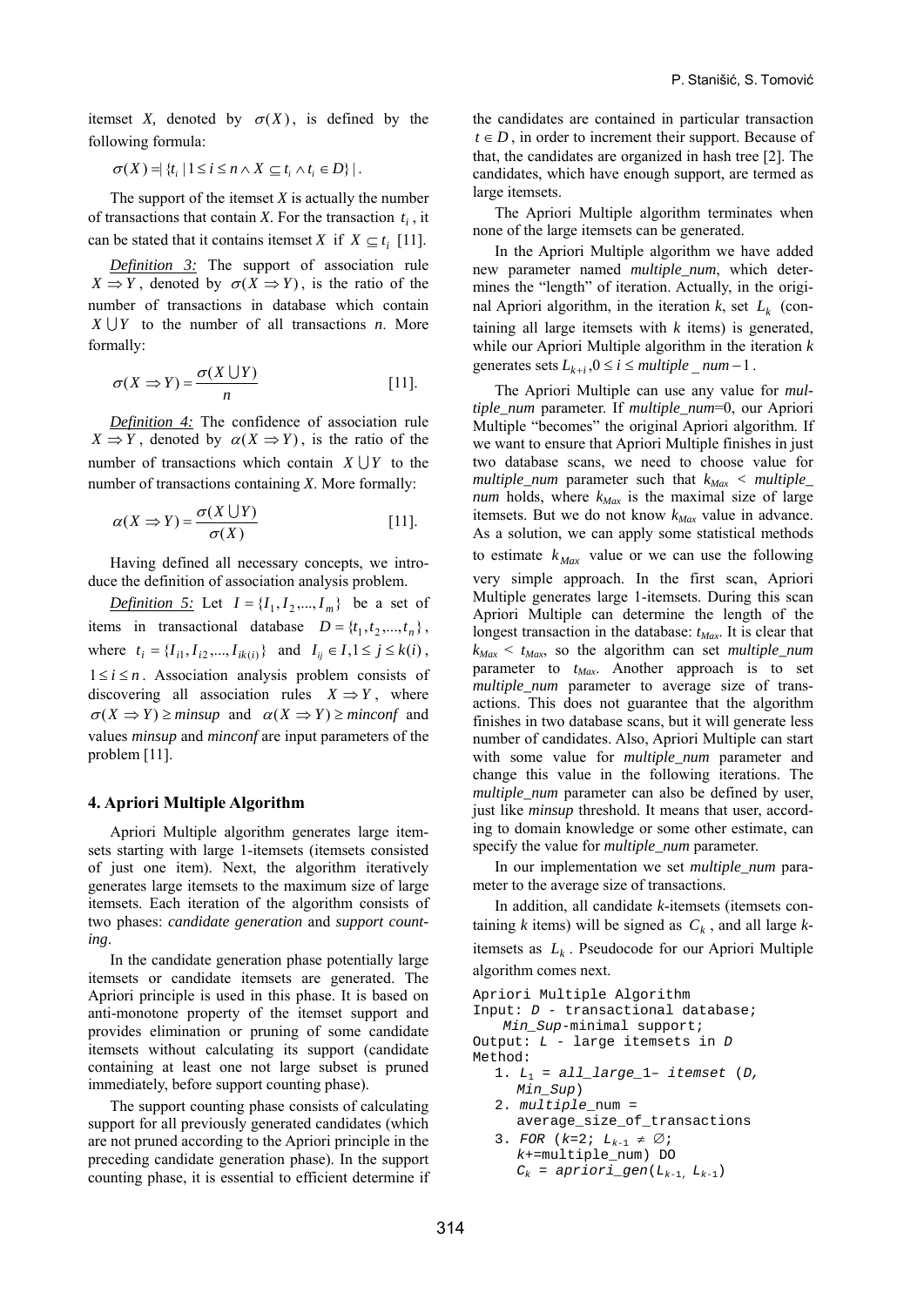itemset *X,* denoted by $\sigma(X)$, is defined by the following formula:

$$\sigma(X) = |\{t_i \mid 1 \le i \le n \wedge X \subseteq t_i \wedge t_i \in D\}|.$$

The support of the itemset *X* is actually the number of transactions that contain *X*. For the transaction $t_i$, it can be stated that it contains itemset *X* if $X \subseteq t_i$ [11].

***Definition 3:*** The support of association rule $X \Rightarrow Y$, denoted by $\sigma(X \Rightarrow Y)$, is the ratio of the number of transactions in database which contain $X \bigcup Y$ to the number of all transactions *n*. More formally:

$$\sigma(X \Rightarrow Y) = \frac{\sigma(X \bigcup Y)}{n} \quad [11].$$

***Definition 4:*** The confidence of association rule $X \Rightarrow Y$, denoted by $\alpha(X \Rightarrow Y)$, is the ratio of the number of transactions which contain $X \bigcup Y$ to the number of transactions containing *X*. More formally:

$$\alpha(X \Rightarrow Y) = \frac{\sigma(X \bigcup Y)}{\sigma(X)} \quad [11].$$

Having defined all necessary concepts, we introduce the definition of association analysis problem.

***Definition 5:*** Let $I = \{I_1, I_2, ..., I_m\}$ be a set of items in transactional database $D = \{t_1, t_2, ..., t_n\}$, where $t_i = \{I_{i1}, I_{i2}, ..., I_{ik(i)}\}$ and $I_{ij} \in I, 1 \le j \le k(i)$, $1 \le i \le n$. Association analysis problem consists of discovering all association rules $X \Rightarrow Y$, where $\sigma(X \Rightarrow Y) \ge minsup$ and $\alpha(X \Rightarrow Y) \ge minconf$ and values *minsup* and *minconf* are input parameters of the problem [11].

## 4. Apriori Multiple Algorithm

Apriori Multiple algorithm generates large itemsets starting with large 1-itemsets (itemsets consisted of just one item). Next, the algorithm iteratively generates large itemsets to the maximum size of large itemsets. Each iteration of the algorithm consists of two phases: *candidate generation* and *support counting*.

In the candidate generation phase potentially large itemsets or candidate itemsets are generated. The Apriori principle is used in this phase. It is based on anti-monotone property of the itemset support and provides elimination or pruning of some candidate itemsets without calculating its support (candidate containing at least one not large subset is pruned immediately, before support counting phase).

The support counting phase consists of calculating support for all previously generated candidates (which are not pruned according to the Apriori principle in the preceding candidate generation phase). In the support counting phase, it is essential to efficient determine if the candidates are contained in particular transaction $t \in D$, in order to increment their support. Because of that, the candidates are organized in hash tree [2]. The candidates, which have enough support, are termed as large itemsets.

The Apriori Multiple algorithm terminates when none of the large itemsets can be generated.

In the Apriori Multiple algorithm we have added new parameter named *multiple_num*, which determines the "length" of iteration. Actually, in the original Apriori algorithm, in the iteration *k*, set $L_k$ (containing all large itemsets with *k* items) is generated, while our Apriori Multiple algorithm in the iteration *k* generates sets $L_{k+i}, 0 \le i \le multiple\_num - 1$.

The Apriori Multiple can use any value for *multiple_num* parameter. If *multiple_num*=0, our Apriori Multiple "becomes" the original Apriori algorithm. If we want to ensure that Apriori Multiple finishes in just two database scans, we need to choose value for *multiple_num* parameter such that $k_{Max} < multiple\_num$ holds, where $k_{Max}$ is the maximal size of large itemsets. But we do not know $k_{Max}$ value in advance. As a solution, we can apply some statistical methods to estimate $k_{Max}$ value or we can use the following very simple approach. In the first scan, Apriori Multiple generates large 1-itemsets. During this scan Apriori Multiple can determine the length of the longest transaction in the database: $t_{Max}$. It is clear that $k_{Max} < t_{Max}$, so the algorithm can set *multiple_num* parameter to $t_{Max}$. Another approach is to set *multiple_num* parameter to average size of transactions. This does not guarantee that the algorithm finishes in two database scans, but it will generate less number of candidates. Also, Apriori Multiple can start with some value for *multiple_num* parameter and change this value in the following iterations. The *multiple_num* parameter can also be defined by user, just like *minsup* threshold. It means that user, according to domain knowledge or some other estimate, can specify the value for *multiple_num* parameter.

In our implementation we set *multiple_num* parameter to the average size of transactions.

In addition, all candidate *k*-itemsets (itemsets containing *k* items) will be signed as $C_k$, and all large *k*-itemsets as $L_k$. Pseudocode for our Apriori Multiple algorithm comes next.

```
Apriori Multiple Algorithm
Input: D - transactional database;
    Min_Sup-minimal support;
Output: L - large itemsets in D
Method:
   1. L1 = all_large_1– itemset (D,
      Min_Sup)
   2. multiple_num =
      average_size_of_transactions
   3. FOR (k=2; Lk-1 ≠ ∅;
      k+=multiple_num) DO
      Ck = apriori_gen(Lk-1, Lk-1)
```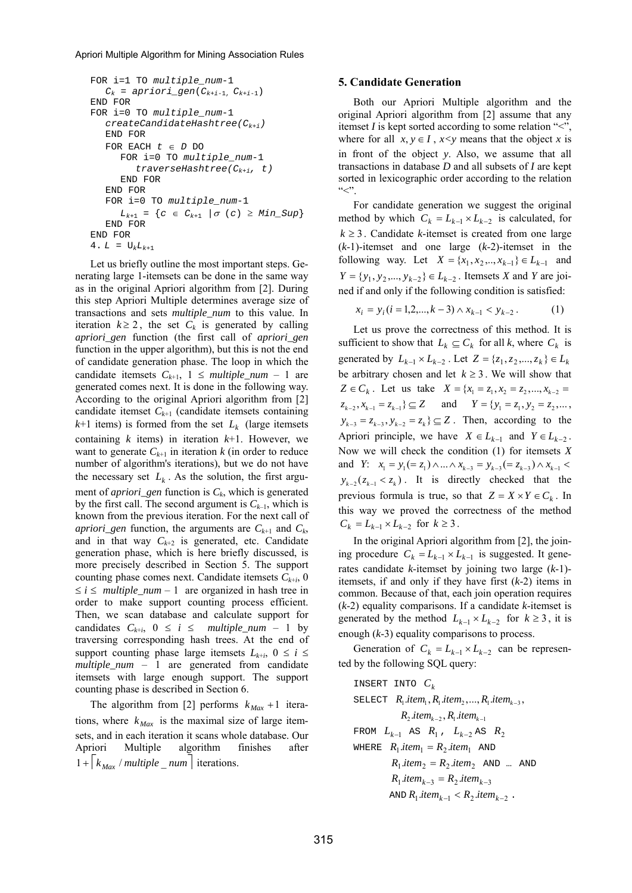```
FOR i=1 TO multiple_num-1
   C_k = apriori_gen(C_{k+i-1}, C_{k+i-1})
END FOR
FOR i=0 TO multiple_num-1
   createCandidateHashtree(C_{k+i})
   END FOR
   FOR EACH t ∈ D DO
      FOR i=0 TO multiple_num-1
         traverseHashtree(C_{k+i}, t)
      END FOR
   END FOR
   FOR i=0 TO multiple_num-1
      L_{k+1} = {c ∈ C_{k+1} |σ (c) ≥ Min_Sup}
   END FOR
END FOR
4. L = ∪_k L_{k+1}
```

Let us briefly outline the most important steps. Generating large 1-itemsets can be done in the same way as in the original Apriori algorithm from [2]. During this step Apriori Multiple determines average size of transactions and sets *multiple_num* to this value. In iteration $k \geq 2$, the set $C_k$ is generated by calling *apriori_gen* function (the first call of *apriori_gen* function in the upper algorithm), but this is not the end of candidate generation phase. The loop in which the candidate itemsets $C_{k+1}$, $1 \leq$ *multiple_num* – 1 are generated comes next. It is done in the following way. According to the original Apriori algorithm from [2] candidate itemset $C_{k+1}$ (candidate itemsets containing $k$+1 items) is formed from the set $L_k$ (large itemsets containing $k$ items) in iteration $k$+1. However, we want to generate $C_{k+1}$ in iteration $k$ (in order to reduce number of algorithm's iterations), but we do not have the necessary set $L_k$. As the solution, the first argument of *apriori_gen* function is $C_k$, which is generated by the first call. The second argument is $C_{k-1}$, which is known from the previous iteration. For the next call of *apriori_gen* function, the arguments are $C_{k+1}$ and $C_k$, and in that way $C_{k+2}$ is generated, etc. Candidate generation phase, which is here briefly discussed, is more precisely described in Section 5. The support counting phase comes next. Candidate itemsets $C_{k+i}$, $0 \leq i \leq$ *multiple_num* – 1 are organized in hash tree in order to make support counting process efficient. Then, we scan database and calculate support for candidates $C_{k+i}$, $0 \leq i \leq$ *multiple_num* – 1 by traversing corresponding hash trees. At the end of support counting phase large itemsets $L_{k+i}$, $0 \leq i \leq$ *multiple_num* – 1 are generated from candidate itemsets with large enough support. The support counting phase is described in Section 6.

The algorithm from [2] performs $k_{Max}+1$ iterations, where $k_{Max}$ is the maximal size of large itemsets, and in each iteration it scans whole database. Our Apriori Multiple algorithm finishes after $1+\lceil k_{Max} / multiple\_num \rceil$ iterations.

## 5. Candidate Generation

Both our Apriori Multiple algorithm and the original Apriori algorithm from [2] assume that any itemset $I$ is kept sorted according to some relation "<", where for all $x, y \in I$, $x<y$ means that the object $x$ is in front of the object $y$. Also, we assume that all transactions in database $D$ and all subsets of $I$ are kept sorted in lexicographic order according to the relation "<".

For candidate generation we suggest the original method by which $C_k = L_{k-1} \times L_{k-2}$ is calculated, for $k \geq 3$. Candidate $k$-itemset is created from one large ($k$-1)-itemset and one large ($k$-2)-itemset in the following way. Let $X = \{x_1, x_2, .., x_{k-1}\} \in L_{k-1}$ and $Y = \{y_1, y_2, ..., y_{k-2}\} \in L_{k-2}$. Itemsets $X$ and $Y$ are joined if and only if the following condition is satisfied:

$$x_i = y_i \, (i = 1,2,...,k-3) \wedge x_{k-1} < y_{k-2}. \qquad (1)$$

Let us prove the correctness of this method. It is sufficient to show that $L_k \subseteq C_k$ for all $k$, where $C_k$ is generated by $L_{k-1} \times L_{k-2}$. Let $Z = \{z_1, z_2, ..., z_k\} \in L_k$ be arbitrary chosen and let $k \geq 3$. We will show that $Z \in C_k$. Let us take $X = \{x_1 = z_1, x_2 = z_2, ..., x_{k-2} = z_{k-2}, x_{k-1} = z_{k-1}\} \subseteq Z$ and $Y = \{y_1 = z_1, y_2 = z_2, ..., y_{k-3} = z_{k-3}, y_{k-2} = z_k\} \subseteq Z$. Then, according to the Apriori principle, we have $X \in L_{k-1}$ and $Y \in L_{k-2}$. Now we will check the condition (1) for itemsets $X$ and $Y$: $x_1 = y_1 (= z_1) \wedge ... \wedge x_{k-3} = y_{k-3} (= z_{k-3}) \wedge x_{k-1} < y_{k-2} (z_{k-1} < z_k)$. It is directly checked that the previous formula is true, so that $Z = X \times Y \in C_k$. In this way we proved the correctness of the method $C_k = L_{k-1} \times L_{k-2}$ for $k \geq 3$.

In the original Apriori algorithm from [2], the joining procedure $C_k = L_{k-1} \times L_{k-1}$ is suggested. It generates candidate $k$-itemset by joining two large ($k$-1)-itemsets, if and only if they have first ($k$-2) items in common. Because of that, each join operation requires ($k$-2) equality comparisons. If a candidate $k$-itemset is generated by the method $L_{k-1} \times L_{k-2}$ for $k \geq 3$, it is enough ($k$-3) equality comparisons to process.

Generation of $C_k = L_{k-1} \times L_{k-2}$ can be represented by the following SQL query:

```
INSERT INTO C_k
SELECT R_1.item_1, R_1.item_2, ..., R_1.item_{k-3},
       R_2.item_{k-2}, R_1.item_{k-1}
FROM L_{k-1} AS R_1, L_{k-2} AS R_2
WHERE R_1.item_1 = R_2.item_1 AND
      R_1.item_2 = R_2.item_2 AND … AND
      R_1.item_{k-3} = R_2.item_{k-3}
      AND R_1.item_{k-1} < R_2.item_{k-2} .
```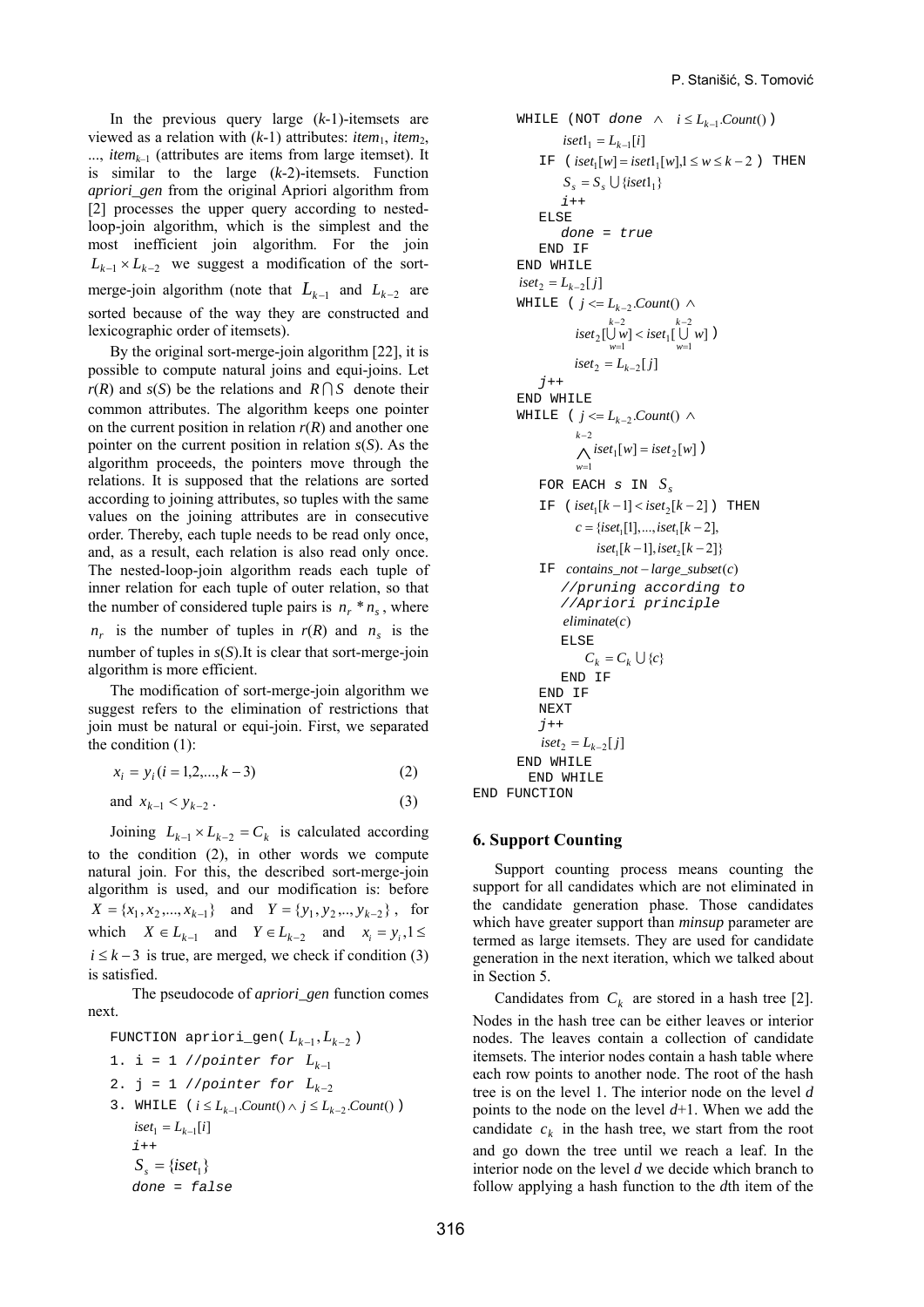In the previous query large ($k$-1)-itemsets are viewed as a relation with ($k$-1) attributes: *item*$_1$, *item*$_2$, ..., *item*$_{k-1}$ (attributes are items from large itemset). It is similar to the large ($k$-2)-itemsets. Function *apriori_gen* from the original Apriori algorithm from [2] processes the upper query according to nested-loop-join algorithm, which is the simplest and the most inefficient join algorithm. For the join $L_{k-1} \times L_{k-2}$ we suggest a modification of the sort-merge-join algorithm (note that $L_{k-1}$ and $L_{k-2}$ are sorted because of the way they are constructed and lexicographic order of itemsets).

By the original sort-merge-join algorithm [22], it is possible to compute natural joins and equi-joins. Let $r(R)$ and $s(S)$ be the relations and $R \cap S$ denote their common attributes. The algorithm keeps one pointer on the current position in relation $r(R)$ and another one pointer on the current position in relation $s(S)$. As the algorithm proceeds, the pointers move through the relations. It is supposed that the relations are sorted according to joining attributes, so tuples with the same values on the joining attributes are in consecutive order. Thereby, each tuple needs to be read only once, and, as a result, each relation is also read only once. The nested-loop-join algorithm reads each tuple of inner relation for each tuple of outer relation, so that the number of considered tuple pairs is $n_r * n_s$, where $n_r$ is the number of tuples in $r(R)$ and $n_s$ is the number of tuples in $s(S)$. It is clear that sort-merge-join algorithm is more efficient.

The modification of sort-merge-join algorithm we suggest refers to the elimination of restrictions that join must be natural or equi-join. First, we separated the condition (1):

$$x_i = y_i \, (i = 1,2,...,k-3) \tag{2}$$

and $x_{k-1} < y_{k-2}$. (3)

Joining $L_{k-1} \times L_{k-2} = C_k$ is calculated according to the condition (2), in other words we compute natural join. For this, the described sort-merge-join algorithm is used, and our modification is: before $X = \{x_1, x_2, ..., x_{k-1}\}$ and $Y = \{y_1, y_2, .., y_{k-2}\}$, for which $X \in L_{k-1}$ and $Y \in L_{k-2}$ and $x_i = y_i, 1 \leq i \leq k-3$ is true, are merged, we check if condition (3) is satisfied.

The pseudocode of *apriori_gen* function comes next.

```
FUNCTION apriori_gen( L_{k-1}, L_{k-2} )
1. i = 1 //pointer for L_{k-1}
2. j = 1 //pointer for L_{k-2}
3. WHILE ( i ≤ L_{k-1}.Count() ∧ j ≤ L_{k-2}.Count() )
   iset1 = L_{k-1}[i]
   i++
   S_s = {iset1}
   done = false
   WHILE (NOT done ∧ i ≤ L_{k-1}.Count() )
      iset1_1 = L_{k-1}[i]
      IF ( iset1[w] = iset1_1[w], 1 ≤ w ≤ k-2 ) THEN
         S_s = S_s ∪ {iset1_1}
         i++
      ELSE
         done = true
      END IF
   END WHILE
   iset2 = L_{k-2}[j]
   WHILE ( j <= L_{k-2}.Count() ∧
           iset2[∪_{w=1}^{k-2} w] < iset1[∪_{w=1}^{k-2} w] )
      iset2 = L_{k-2}[j]
      j++
   END WHILE
   WHILE ( j <= L_{k-2}.Count() ∧
           ∧_{w=1}^{k-2} iset1[w] = iset2[w] )
      FOR EACH s IN S_s
      IF ( iset1[k-1] < iset2[k-2] ) THEN
         c = {iset1[1],...,iset1[k-2],
              iset1[k-1], iset2[k-2]}
      IF contains_not-large_subset(c)
         //pruning according to
         //Apriori principle
         eliminate(c)
         ELSE
            C_k = C_k ∪ {c}
         END IF
      END IF
      NEXT
      j++
      iset2 = L_{k-2}[j]
   END WHILE
    END WHILE
END FUNCTION
```

## 6. Support Counting

Support counting process means counting the support for all candidates which are not eliminated in the candidate generation phase. Those candidates which have greater support than *minsup* parameter are termed as large itemsets. They are used for candidate generation in the next iteration, which we talked about in Section 5.

Candidates from $C_k$ are stored in a hash tree [2]. Nodes in the hash tree can be either leaves or interior nodes. The leaves contain a collection of candidate itemsets. The interior nodes contain a hash table where each row points to another node. The root of the hash tree is on the level 1. The interior node on the level $d$ points to the node on the level $d$+1. When we add the candidate $c_k$ in the hash tree, we start from the root and go down the tree until we reach a leaf. In the interior node on the level $d$ we decide which branch to follow applying a hash function to the $d$th item of the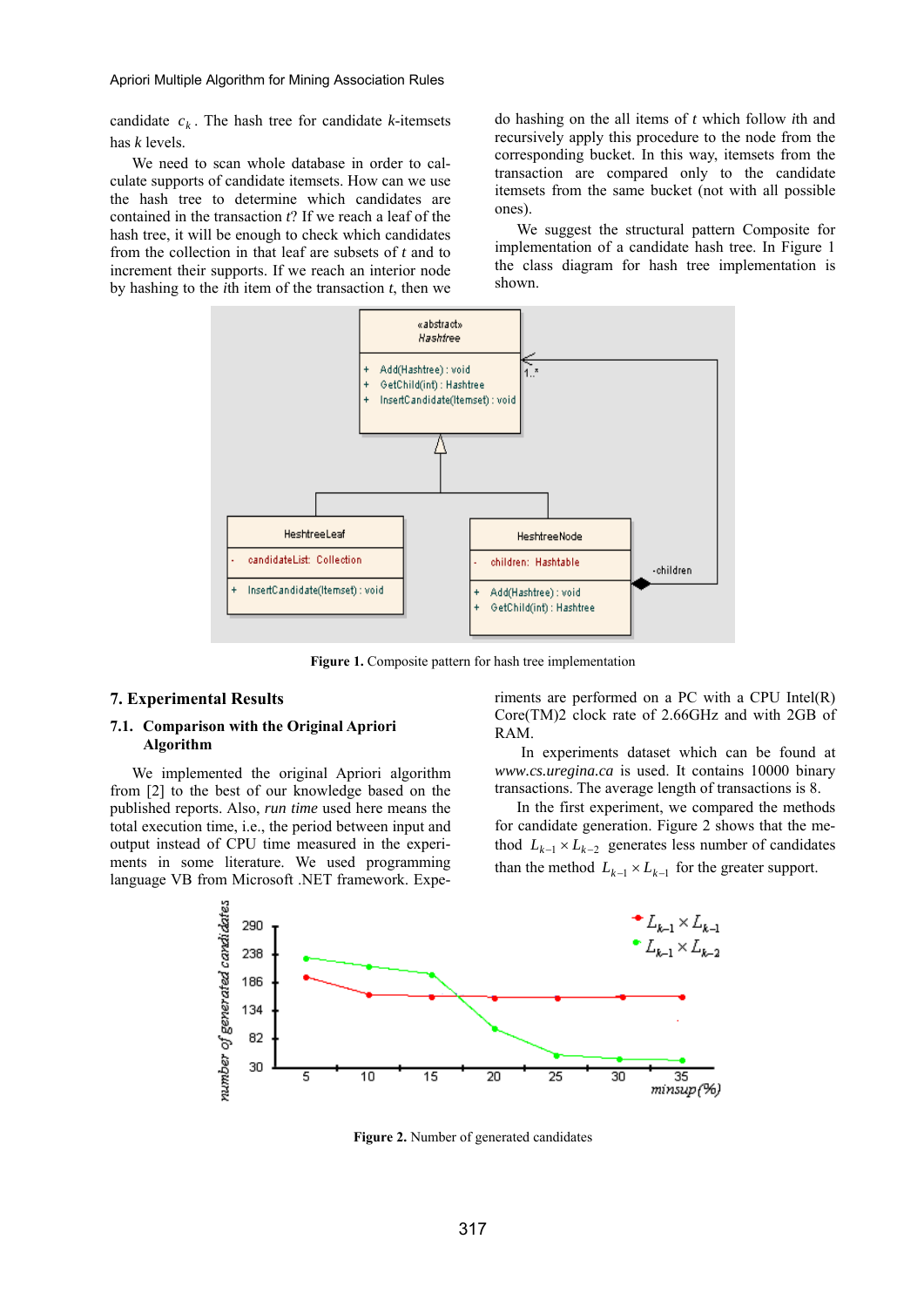candidate $c_k$. The hash tree for candidate *k*-itemsets has *k* levels.

We need to scan whole database in order to calculate supports of candidate itemsets. How can we use the hash tree to determine which candidates are contained in the transaction *t*? If we reach a leaf of the hash tree, it will be enough to check which candidates from the collection in that leaf are subsets of *t* and to increment their supports. If we reach an interior node by hashing to the *i*th item of the transaction *t*, then we do hashing on the all items of *t* which follow *i*th and recursively apply this procedure to the node from the corresponding bucket. In this way, itemsets from the transaction are compared only to the candidate itemsets from the same bucket (not with all possible ones).

We suggest the structural pattern Composite for implementation of a candidate hash tree. In Figure 1 the class diagram for hash tree implementation is shown.

**Figure 1.** Composite pattern for hash tree implementation

## 7. Experimental Results

### 7.1. Comparison with the Original Apriori Algorithm

We implemented the original Apriori algorithm from [2] to the best of our knowledge based on the published reports. Also, *run time* used here means the total execution time, i.e., the period between input and output instead of CPU time measured in the experiments in some literature. We used programming language VB from Microsoft .NET framework. Experiments are performed on a PC with a CPU Intel(R) Core(TM)2 clock rate of 2.66GHz and with 2GB of RAM.

In experiments dataset which can be found at *www.cs.uregina.ca* is used. It contains 10000 binary transactions. The average length of transactions is 8.

In the first experiment, we compared the methods for candidate generation. Figure 2 shows that the method $L_{k-1} \times L_{k-2}$ generates less number of candidates than the method $L_{k-1} \times L_{k-1}$ for the greater support.

**Figure 2.** Number of generated candidates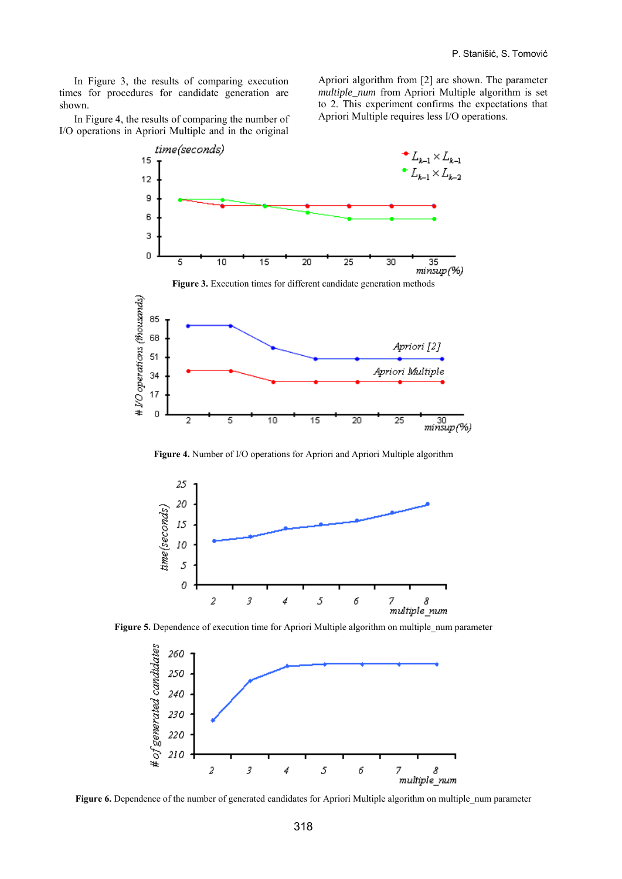In Figure 3, the results of comparing execution times for procedures for candidate generation are shown.

In Figure 4, the results of comparing the number of I/O operations in Apriori Multiple and in the original Apriori algorithm from [2] are shown. The parameter *multiple_num* from Apriori Multiple algorithm is set to 2. This experiment confirms the expectations that Apriori Multiple requires less I/O operations.

**Figure 3.** Execution times for different candidate generation methods

**Figure 4.** Number of I/O operations for Apriori and Apriori Multiple algorithm

**Figure 5.** Dependence of execution time for Apriori Multiple algorithm on multiple_num parameter

**Figure 6.** Dependence of the number of generated candidates for Apriori Multiple algorithm on multiple_num parameter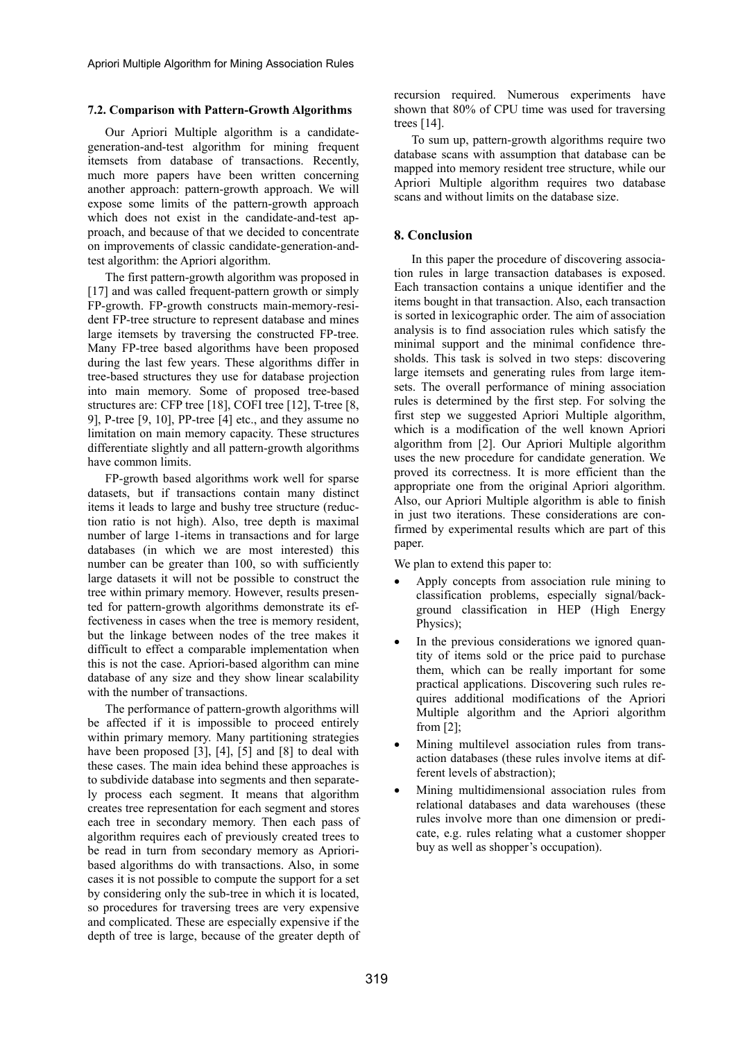### 7.2. Comparison with Pattern-Growth Algorithms

Our Apriori Multiple algorithm is a candidate-generation-and-test algorithm for mining frequent itemsets from database of transactions. Recently, much more papers have been written concerning another approach: pattern-growth approach. We will expose some limits of the pattern-growth approach which does not exist in the candidate-and-test approach, and because of that we decided to concentrate on improvements of classic candidate-generation-and-test algorithm: the Apriori algorithm.

The first pattern-growth algorithm was proposed in [17] and was called frequent-pattern growth or simply FP-growth. FP-growth constructs main-memory-resident FP-tree structure to represent database and mines large itemsets by traversing the constructed FP-tree. Many FP-tree based algorithms have been proposed during the last few years. These algorithms differ in tree-based structures they use for database projection into main memory. Some of proposed tree-based structures are: CFP tree [18], COFI tree [12], T-tree [8, 9], P-tree [9, 10], PP-tree [4] etc., and they assume no limitation on main memory capacity. These structures differentiate slightly and all pattern-growth algorithms have common limits.

FP-growth based algorithms work well for sparse datasets, but if transactions contain many distinct items it leads to large and bushy tree structure (reduction ratio is not high). Also, tree depth is maximal number of large 1-items in transactions and for large databases (in which we are most interested) this number can be greater than 100, so with sufficiently large datasets it will not be possible to construct the tree within primary memory. However, results presented for pattern-growth algorithms demonstrate its effectiveness in cases when the tree is memory resident, but the linkage between nodes of the tree makes it difficult to effect a comparable implementation when this is not the case. Apriori-based algorithm can mine database of any size and they show linear scalability with the number of transactions.

The performance of pattern-growth algorithms will be affected if it is impossible to proceed entirely within primary memory. Many partitioning strategies have been proposed [3], [4], [5] and [8] to deal with these cases. The main idea behind these approaches is to subdivide database into segments and then separately process each segment. It means that algorithm creates tree representation for each segment and stores each tree in secondary memory. Then each pass of algorithm requires each of previously created trees to be read in turn from secondary memory as Apriori-based algorithms do with transactions. Also, in some cases it is not possible to compute the support for a set by considering only the sub-tree in which it is located, so procedures for traversing trees are very expensive and complicated. These are especially expensive if the depth of tree is large, because of the greater depth of recursion required. Numerous experiments have shown that 80% of CPU time was used for traversing trees [14].

To sum up, pattern-growth algorithms require two database scans with assumption that database can be mapped into memory resident tree structure, while our Apriori Multiple algorithm requires two database scans and without limits on the database size.

## 8. Conclusion

In this paper the procedure of discovering association rules in large transaction databases is exposed. Each transaction contains a unique identifier and the items bought in that transaction. Also, each transaction is sorted in lexicographic order. The aim of association analysis is to find association rules which satisfy the minimal support and the minimal confidence thresholds. This task is solved in two steps: discovering large itemsets and generating rules from large itemsets. The overall performance of mining association rules is determined by the first step. For solving the first step we suggested Apriori Multiple algorithm, which is a modification of the well known Apriori algorithm from [2]. Our Apriori Multiple algorithm uses the new procedure for candidate generation. We proved its correctness. It is more efficient than the appropriate one from the original Apriori algorithm. Also, our Apriori Multiple algorithm is able to finish in just two iterations. These considerations are confirmed by experimental results which are part of this paper.

We plan to extend this paper to:

- Apply concepts from association rule mining to classification problems, especially signal/background classification in HEP (High Energy Physics);
- In the previous considerations we ignored quantity of items sold or the price paid to purchase them, which can be really important for some practical applications. Discovering such rules requires additional modifications of the Apriori Multiple algorithm and the Apriori algorithm from [2];
- Mining multilevel association rules from transaction databases (these rules involve items at different levels of abstraction);
- Mining multidimensional association rules from relational databases and data warehouses (these rules involve more than one dimension or predicate, e.g. rules relating what a customer shopper buy as well as shopper's occupation).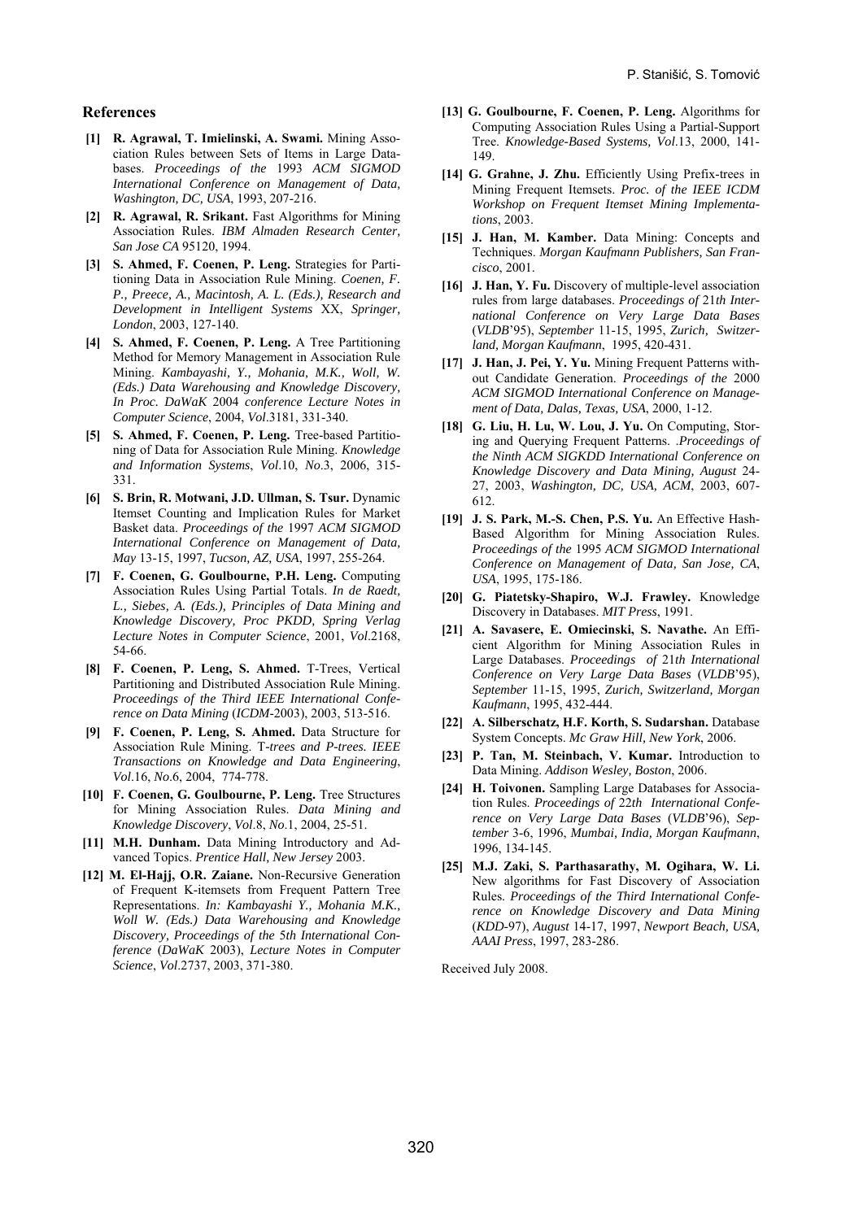## References

**[1] R. Agrawal, T. Imielinski, A. Swami.** Mining Association Rules between Sets of Items in Large Databases. *Proceedings of the* 1993 *ACM SIGMOD International Conference on Management of Data, Washington, DC, USA*, 1993, 207-216.

**[2] R. Agrawal, R. Srikant.** Fast Algorithms for Mining Association Rules. *IBM Almaden Research Center, San Jose CA* 95120, 1994.

**[3] S. Ahmed, F. Coenen, P. Leng.** Strategies for Partitioning Data in Association Rule Mining. *Coenen, F. P., Preece, A., Macintosh, A. L. (Eds.), Research and Development in Intelligent Systems* XX, *Springer, London*, 2003, 127-140.

**[4] S. Ahmed, F. Coenen, P. Leng.** A Tree Partitioning Method for Memory Management in Association Rule Mining. *Kambayashi, Y., Mohania, M.K., Woll, W. (Eds.) Data Warehousing and Knowledge Discovery, In Proc. DaWaK* 2004 *conference Lecture Notes in Computer Science*, 2004, *Vol*.3181, 331-340.

**[5] S. Ahmed, F. Coenen, P. Leng.** Tree-based Partitioning of Data for Association Rule Mining. *Knowledge and Information Systems*, *Vol*.10, *No*.3, 2006, 315-331.

**[6] S. Brin, R. Motwani, J.D. Ullman, S. Tsur.** Dynamic Itemset Counting and Implication Rules for Market Basket data. *Proceedings of the* 1997 *ACM SIGMOD International Conference on Management of Data, May* 13-15, 1997, *Tucson, AZ, USA*, 1997, 255-264.

**[7] F. Coenen, G. Goulbourne, P.H. Leng.** Computing Association Rules Using Partial Totals. *In de Raedt, L., Siebes, A. (Eds.), Principles of Data Mining and Knowledge Discovery, Proc PKDD, Spring Verlag Lecture Notes in Computer Science*, 2001, *Vol*.2168, 54-66.

**[8] F. Coenen, P. Leng, S. Ahmed.** T-Trees, Vertical Partitioning and Distributed Association Rule Mining. *Proceedings of the Third IEEE International Conference on Data Mining* (*ICDM*-2003), 2003, 513-516.

**[9] F. Coenen, P. Leng, S. Ahmed.** Data Structure for Association Rule Mining. T-*trees and P-trees. IEEE Transactions on Knowledge and Data Engineering*, *Vol*.16, *No*.6, 2004, 774-778.

**[10] F. Coenen, G. Goulbourne, P. Leng.** Tree Structures for Mining Association Rules. *Data Mining and Knowledge Discovery*, *Vol*.8, *No*.1, 2004, 25-51.

**[11] M.H. Dunham.** Data Mining Introductory and Advanced Topics. *Prentice Hall, New Jersey* 2003.

**[12] M. El-Hajj, O.R. Zaiane.** Non-Recursive Generation of Frequent K-itemsets from Frequent Pattern Tree Representations. *In: Kambayashi Y., Mohania M.K., Woll W. (Eds.) Data Warehousing and Knowledge Discovery, Proceedings of the* 5*th International Conference* (*DaWaK* 2003), *Lecture Notes in Computer Science*, *Vol*.2737, 2003, 371-380.

**[13] G. Goulbourne, F. Coenen, P. Leng.** Algorithms for Computing Association Rules Using a Partial-Support Tree. *Knowledge-Based Systems, Vol*.13, 2000, 141-149.

**[14] G. Grahne, J. Zhu.** Efficiently Using Prefix-trees in Mining Frequent Itemsets. *Proc. of the IEEE ICDM Workshop on Frequent Itemset Mining Implementations*, 2003.

**[15] J. Han, M. Kamber.** Data Mining: Concepts and Techniques. *Morgan Kaufmann Publishers, San Francisco*, 2001.

**[16] J. Han, Y. Fu.** Discovery of multiple-level association rules from large databases. *Proceedings of* 21*th International Conference on Very Large Data Bases* (*VLDB*'95), *September* 11-15, 1995, *Zurich, Switzerland, Morgan Kaufmann*, 1995, 420-431.

**[17] J. Han, J. Pei, Y. Yu.** Mining Frequent Patterns without Candidate Generation. *Proceedings of the* 2000 *ACM SIGMOD International Conference on Management of Data, Dalas, Texas, USA*, 2000, 1-12.

**[18] G. Liu, H. Lu, W. Lou, J. Yu.** On Computing, Storing and Querying Frequent Patterns. .*Proceedings of the Ninth ACM SIGKDD International Conference on Knowledge Discovery and Data Mining, August* 24-27, 2003, *Washington, DC, USA, ACM*, 2003, 607-612.

**[19] J. S. Park, M.-S. Chen, P.S. Yu.** An Effective Hash-Based Algorithm for Mining Association Rules. *Proceedings of the* 1995 *ACM SIGMOD International Conference on Management of Data, San Jose, CA, USA*, 1995, 175-186.

**[20] G. Piatetsky-Shapiro, W.J. Frawley.** Knowledge Discovery in Databases. *MIT Press*, 1991.

**[21] A. Savasere, E. Omiecinski, S. Navathe.** An Efficient Algorithm for Mining Association Rules in Large Databases. *Proceedings of* 21*th International Conference on Very Large Data Bases* (*VLDB*'95), *September* 11-15, 1995, *Zurich, Switzerland, Morgan Kaufmann*, 1995, 432-444.

**[22] A. Silberschatz, H.F. Korth, S. Sudarshan.** Database System Concepts. *Mc Graw Hill, New York*, 2006.

**[23] P. Tan, M. Steinbach, V. Kumar.** Introduction to Data Mining. *Addison Wesley, Boston*, 2006.

**[24] H. Toivonen.** Sampling Large Databases for Association Rules. *Proceedings of* 22*th International Conference on Very Large Data Bases* (*VLDB*'96), *September* 3-6, 1996, *Mumbai, India, Morgan Kaufmann*, 1996, 134-145.

**[25] M.J. Zaki, S. Parthasarathy, M. Ogihara, W. Li.** New algorithms for Fast Discovery of Association Rules. *Proceedings of the Third International Conference on Knowledge Discovery and Data Mining* (*KDD*-97), *August* 14-17, 1997, *Newport Beach, USA, AAAI Press*, 1997, 283-286.

Received July 2008.